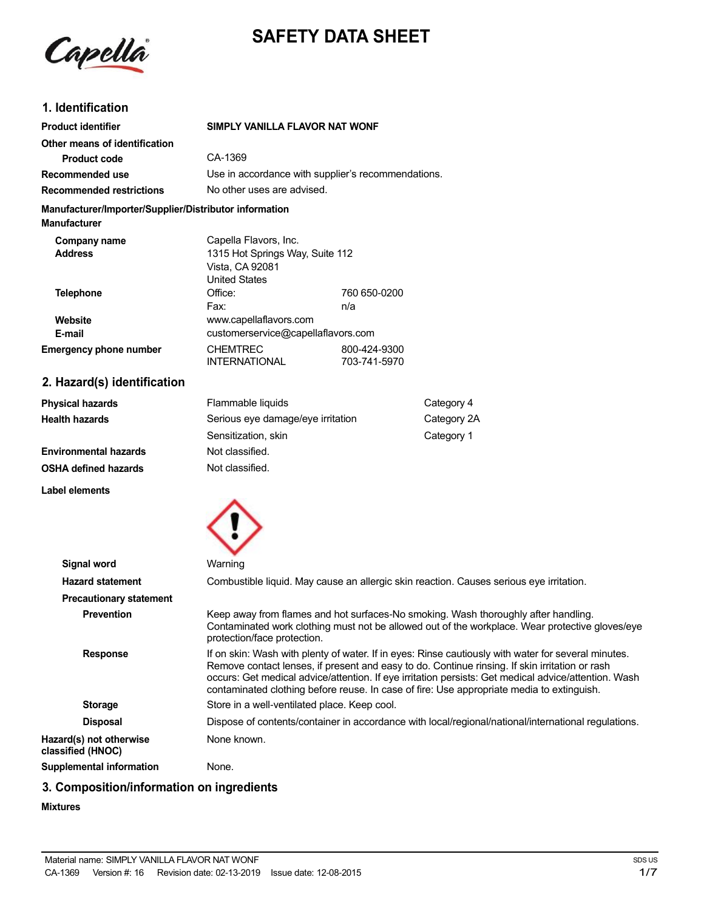# SAFETY DATA SHEET

## 1. Identification

| | | |
|---|---|---|
| **Product identifier** | **SIMPLY VANILLA FLAVOR NAT WONF** | |
| **Other means of identification** | | |
| **Product code** | CA-1369 | |
| **Recommended use** | Use in accordance with supplier's recommendations. | |
| **Recommended restrictions** | No other uses are advised. | |

**Manufacturer/Importer/Supplier/Distributor information**

**Manufacturer**

| | | |
|---|---|---|
| **Company name** | Capella Flavors, Inc. | |
| **Address** | 1315 Hot Springs Way, Suite 112<br>Vista, CA 92081<br>United States | |
| **Telephone** | Office: | 760 650-0200 |
| | Fax: | n/a |
| **Website** | www.capellaflavors.com | |
| **E-mail** | customerservice@capellaflavors.com | |
| **Emergency phone number** | CHEMTREC | 800-424-9300 |
| | INTERNATIONAL | 703-741-5970 |

## 2. Hazard(s) identification

| | | |
|---|---|---|
| **Physical hazards** | Flammable liquids | Category 4 |
| **Health hazards** | Serious eye damage/eye irritation | Category 2A |
| | Sensitization, skin | Category 1 |
| **Environmental hazards** | Not classified. | |
| **OSHA defined hazards** | Not classified. | |

**Label elements**

**Signal word** Warning

**Hazard statement** Combustible liquid. May cause an allergic skin reaction. Causes serious eye irritation.

**Precautionary statement**

**Prevention** Keep away from flames and hot surfaces-No smoking. Wash thoroughly after handling. Contaminated work clothing must not be allowed out of the workplace. Wear protective gloves/eye protection/face protection.

**Response** If on skin: Wash with plenty of water. If in eyes: Rinse cautiously with water for several minutes. Remove contact lenses, if present and easy to do. Continue rinsing. If skin irritation or rash occurs: Get medical advice/attention. If eye irritation persists: Get medical advice/attention. Wash contaminated clothing before reuse. In case of fire: Use appropriate media to extinguish.

**Storage** Store in a well-ventilated place. Keep cool.

**Disposal** Dispose of contents/container in accordance with local/regional/national/international regulations.

**Hazard(s) not otherwise classified (HNOC)** None known.

**Supplemental information** None.

## 3. Composition/information on ingredients

**Mixtures**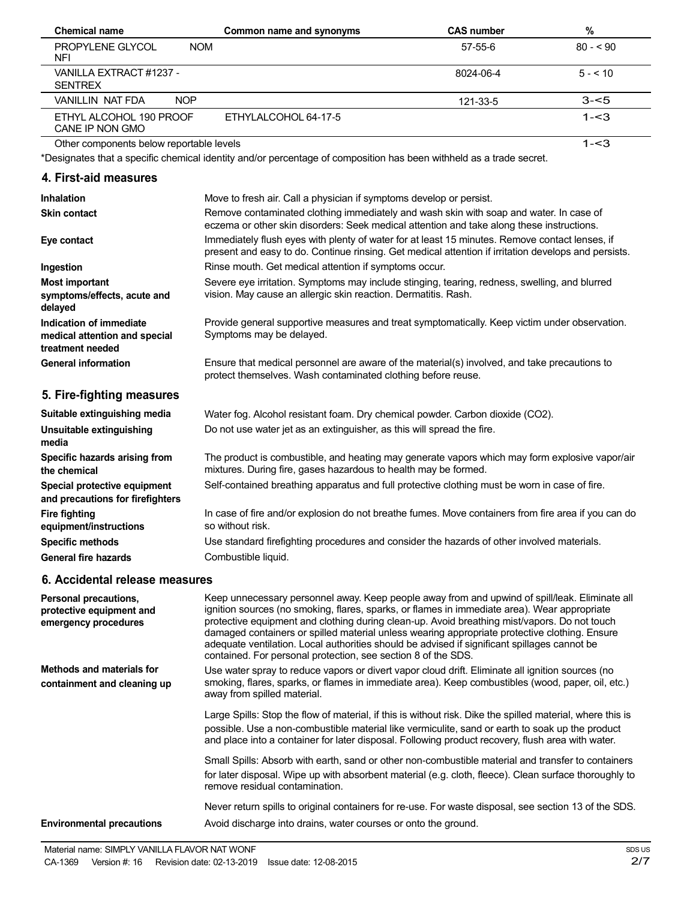| Chemical name | Common name and synonyms | CAS number | % |
|---|---|---|---|
| PROPYLENE GLYCOL NOM NFI | | 57-55-6 | 80 - < 90 |
| VANILLA EXTRACT #1237 - SENTREX | | 8024-06-4 | 5 - < 10 |
| VANILLIN NAT FDA NOP | | 121-33-5 | 3-<5 |
| ETHYL ALCOHOL 190 PROOF CANE IP NON GMO | ETHYLALCOHOL 64-17-5 | | 1-<3 |
| Other components below reportable levels | | | 1-<3 |

*Designates that a specific chemical identity and/or percentage of composition has been withheld as a trade secret.

## 4. First-aid measures

**Inhalation**
Move to fresh air. Call a physician if symptoms develop or persist.

**Skin contact**
Remove contaminated clothing immediately and wash skin with soap and water. In case of eczema or other skin disorders: Seek medical attention and take along these instructions.

**Eye contact**
Immediately flush eyes with plenty of water for at least 15 minutes. Remove contact lenses, if present and easy to do. Continue rinsing. Get medical attention if irritation develops and persists.

**Ingestion**
Rinse mouth. Get medical attention if symptoms occur.

**Most important symptoms/effects, acute and delayed**
Severe eye irritation. Symptoms may include stinging, tearing, redness, swelling, and blurred vision. May cause an allergic skin reaction. Dermatitis. Rash.

**Indication of immediate medical attention and special treatment needed**
Provide general supportive measures and treat symptomatically. Keep victim under observation. Symptoms may be delayed.

**General information**
Ensure that medical personnel are aware of the material(s) involved, and take precautions to protect themselves. Wash contaminated clothing before reuse.

## 5. Fire-fighting measures

**Suitable extinguishing media**
Water fog. Alcohol resistant foam. Dry chemical powder. Carbon dioxide ($CO_2$).

**Unsuitable extinguishing media**
Do not use water jet as an extinguisher, as this will spread the fire.

**Specific hazards arising from the chemical**
The product is combustible, and heating may generate vapors which may form explosive vapor/air mixtures. During fire, gases hazardous to health may be formed.

**Special protective equipment and precautions for firefighters**
Self-contained breathing apparatus and full protective clothing must be worn in case of fire.

**Fire fighting equipment/instructions**
In case of fire and/or explosion do not breathe fumes. Move containers from fire area if you can do so without risk.

**Specific methods**
Use standard firefighting procedures and consider the hazards of other involved materials.

**General fire hazards**
Combustible liquid.

## 6. Accidental release measures

**Personal precautions, protective equipment and emergency procedures**
Keep unnecessary personnel away. Keep people away from and upwind of spill/leak. Eliminate all ignition sources (no smoking, flares, sparks, or flames in immediate area). Wear appropriate protective equipment and clothing during clean-up. Avoid breathing mist/vapors. Do not touch damaged containers or spilled material unless wearing appropriate protective clothing. Ensure adequate ventilation. Local authorities should be advised if significant spillages cannot be contained. For personal protection, see section 8 of the SDS.

**Methods and materials for containment and cleaning up**
Use water spray to reduce vapors or divert vapor cloud drift. Eliminate all ignition sources (no smoking, flares, sparks, or flames in immediate area). Keep combustibles (wood, paper, oil, etc.) away from spilled material.

Large Spills: Stop the flow of material, if this is without risk. Dike the spilled material, where this is possible. Use a non-combustible material like vermiculite, sand or earth to soak up the product and place into a container for later disposal. Following product recovery, flush area with water.

Small Spills: Absorb with earth, sand or other non-combustible material and transfer to containers for later disposal. Wipe up with absorbent material (e.g. cloth, fleece). Clean surface thoroughly to remove residual contamination.

Never return spills to original containers for re-use. For waste disposal, see section 13 of the SDS.

**Environmental precautions**
Avoid discharge into drains, water courses or onto the ground.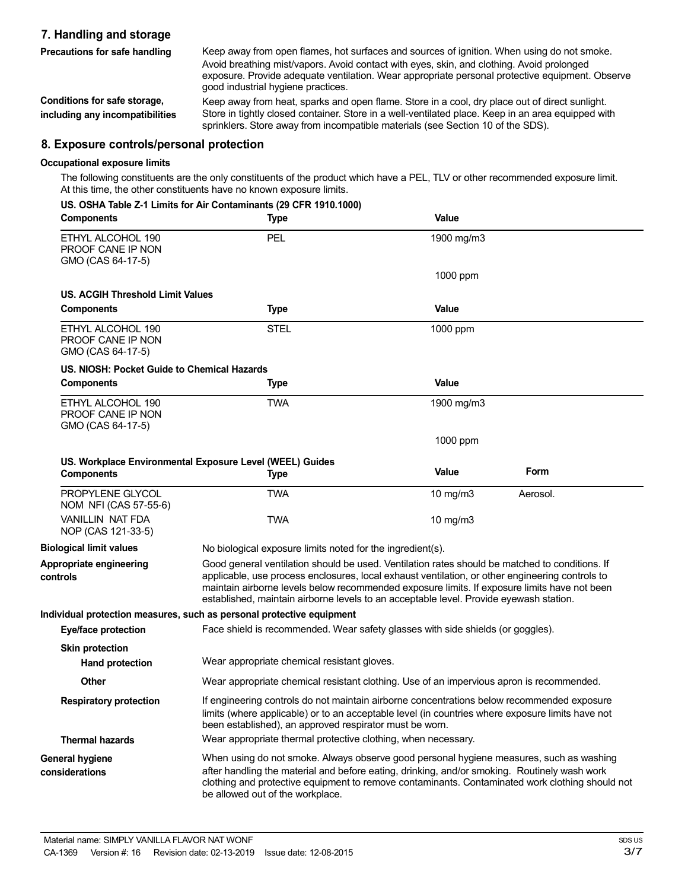## 7. Handling and storage

**Precautions for safe handling**

Keep away from open flames, hot surfaces and sources of ignition. When using do not smoke. Avoid breathing mist/vapors. Avoid contact with eyes, skin, and clothing. Avoid prolonged exposure. Provide adequate ventilation. Wear appropriate personal protective equipment. Observe good industrial hygiene practices.

**Conditions for safe storage, including any incompatibilities**

Keep away from heat, sparks and open flame. Store in a cool, dry place out of direct sunlight. Store in tightly closed container. Store in a well-ventilated place. Keep in an area equipped with sprinklers. Store away from incompatible materials (see Section 10 of the SDS).

## 8. Exposure controls/personal protection

### Occupational exposure limits

The following constituents are the only constituents of the product which have a PEL, TLV or other recommended exposure limit. At this time, the other constituents have no known exposure limits.

**US. OSHA Table Z-1 Limits for Air Contaminants (29 CFR 1910.1000)**

| Components | Type | Value |
|---|---|---|
| ETHYL ALCOHOL 190 PROOF CANE IP NON GMO (CAS 64-17-5) | PEL | 1900 mg/m3 |
| | | 1000 ppm |

**US. ACGIH Threshold Limit Values**

| Components | Type | Value |
|---|---|---|
| ETHYL ALCOHOL 190 PROOF CANE IP NON GMO (CAS 64-17-5) | STEL | 1000 ppm |

**US. NIOSH: Pocket Guide to Chemical Hazards**

| Components | Type | Value |
|---|---|---|
| ETHYL ALCOHOL 190 PROOF CANE IP NON GMO (CAS 64-17-5) | TWA | 1900 mg/m3 |
| | | 1000 ppm |

**US. Workplace Environmental Exposure Level (WEEL) Guides**

| Components | Type | Value | Form |
|---|---|---|---|
| PROPYLENE GLYCOL NOM NFI (CAS 57-55-6) | TWA | 10 mg/m3 | Aerosol. |
| VANILLIN NAT FDA NOP (CAS 121-33-5) | TWA | 10 mg/m3 | |

**Biological limit values**

No biological exposure limits noted for the ingredient(s).

**Appropriate engineering controls**

Good general ventilation should be used. Ventilation rates should be matched to conditions. If applicable, use process enclosures, local exhaust ventilation, or other engineering controls to maintain airborne levels below recommended exposure limits. If exposure limits have not been established, maintain airborne levels to an acceptable level. Provide eyewash station.

### Individual protection measures, such as personal protective equipment

**Eye/face protection**

Face shield is recommended. Wear safety glasses with side shields (or goggles).

**Skin protection**

**Hand protection**

Wear appropriate chemical resistant gloves.

**Other**

Wear appropriate chemical resistant clothing. Use of an impervious apron is recommended.

**Respiratory protection**

If engineering controls do not maintain airborne concentrations below recommended exposure limits (where applicable) or to an acceptable level (in countries where exposure limits have not been established), an approved respirator must be worn.

**Thermal hazards**

Wear appropriate thermal protective clothing, when necessary.

**General hygiene considerations**

When using do not smoke. Always observe good personal hygiene measures, such as washing after handling the material and before eating, drinking, and/or smoking. Routinely wash work clothing and protective equipment to remove contaminants. Contaminated work clothing should not be allowed out of the workplace.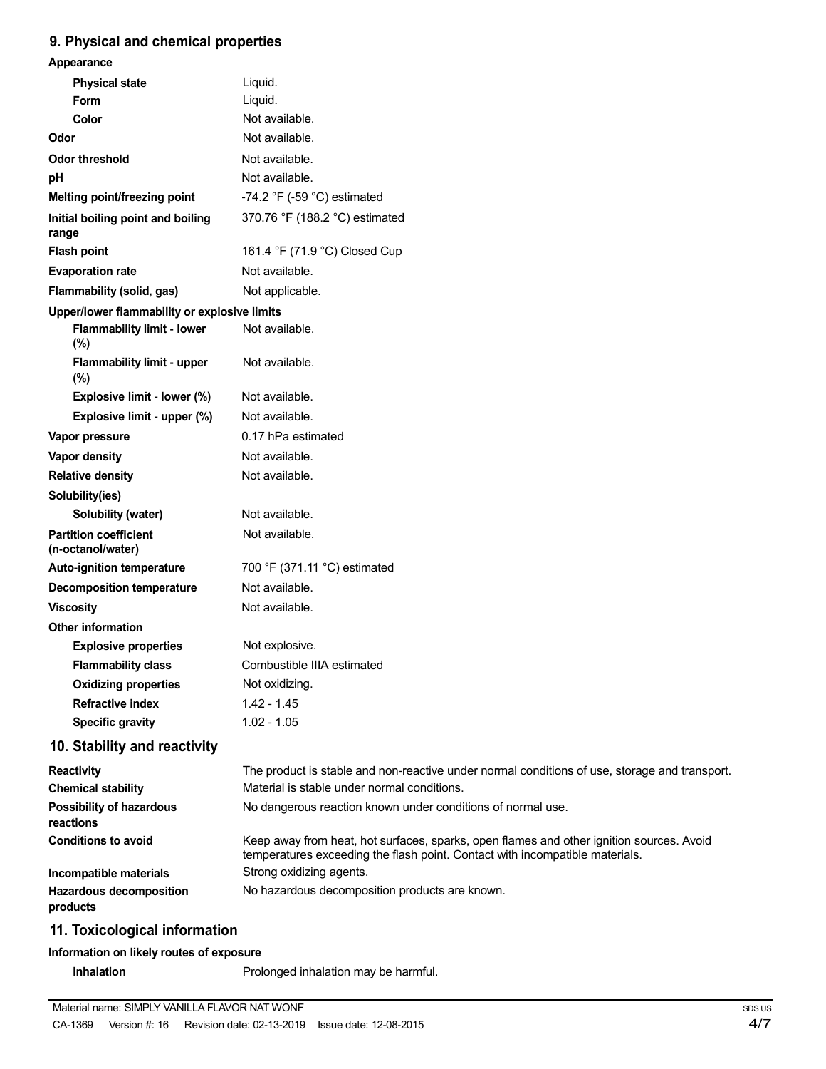## 9. Physical and chemical properties

| | |
|---|---|
| **Appearance** | |
| **Physical state** | Liquid. |
| **Form** | Liquid. |
| **Color** | Not available. |
| **Odor** | Not available. |
| **Odor threshold** | Not available. |
| **pH** | Not available. |
| **Melting point/freezing point** | -74.2 °F (-59 °C) estimated |
| **Initial boiling point and boiling range** | 370.76 °F (188.2 °C) estimated |
| **Flash point** | 161.4 °F (71.9 °C) Closed Cup |
| **Evaporation rate** | Not available. |
| **Flammability (solid, gas)** | Not applicable. |
| **Upper/lower flammability or explosive limits** | |
| **Flammability limit - lower (%)** | Not available. |
| **Flammability limit - upper (%)** | Not available. |
| **Explosive limit - lower (%)** | Not available. |
| **Explosive limit - upper (%)** | Not available. |
| **Vapor pressure** | 0.17 hPa estimated |
| **Vapor density** | Not available. |
| **Relative density** | Not available. |
| **Solubility(ies)** | |
| **Solubility (water)** | Not available. |
| **Partition coefficient (n-octanol/water)** | Not available. |
| **Auto-ignition temperature** | 700 °F (371.11 °C) estimated |
| **Decomposition temperature** | Not available. |
| **Viscosity** | Not available. |
| **Other information** | |
| **Explosive properties** | Not explosive. |
| **Flammability class** | Combustible IIIA estimated |
| **Oxidizing properties** | Not oxidizing. |
| **Refractive index** | 1.42 - 1.45 |
| **Specific gravity** | 1.02 - 1.05 |

## 10. Stability and reactivity

| | |
|---|---|
| **Reactivity** | The product is stable and non-reactive under normal conditions of use, storage and transport. |
| **Chemical stability** | Material is stable under normal conditions. |
| **Possibility of hazardous reactions** | No dangerous reaction known under conditions of normal use. |
| **Conditions to avoid** | Keep away from heat, hot surfaces, sparks, open flames and other ignition sources. Avoid temperatures exceeding the flash point. Contact with incompatible materials. |
| **Incompatible materials** | Strong oxidizing agents. |
| **Hazardous decomposition products** | No hazardous decomposition products are known. |

## 11. Toxicological information

**Information on likely routes of exposure**

| | |
|---|---|
| **Inhalation** | Prolonged inhalation may be harmful. |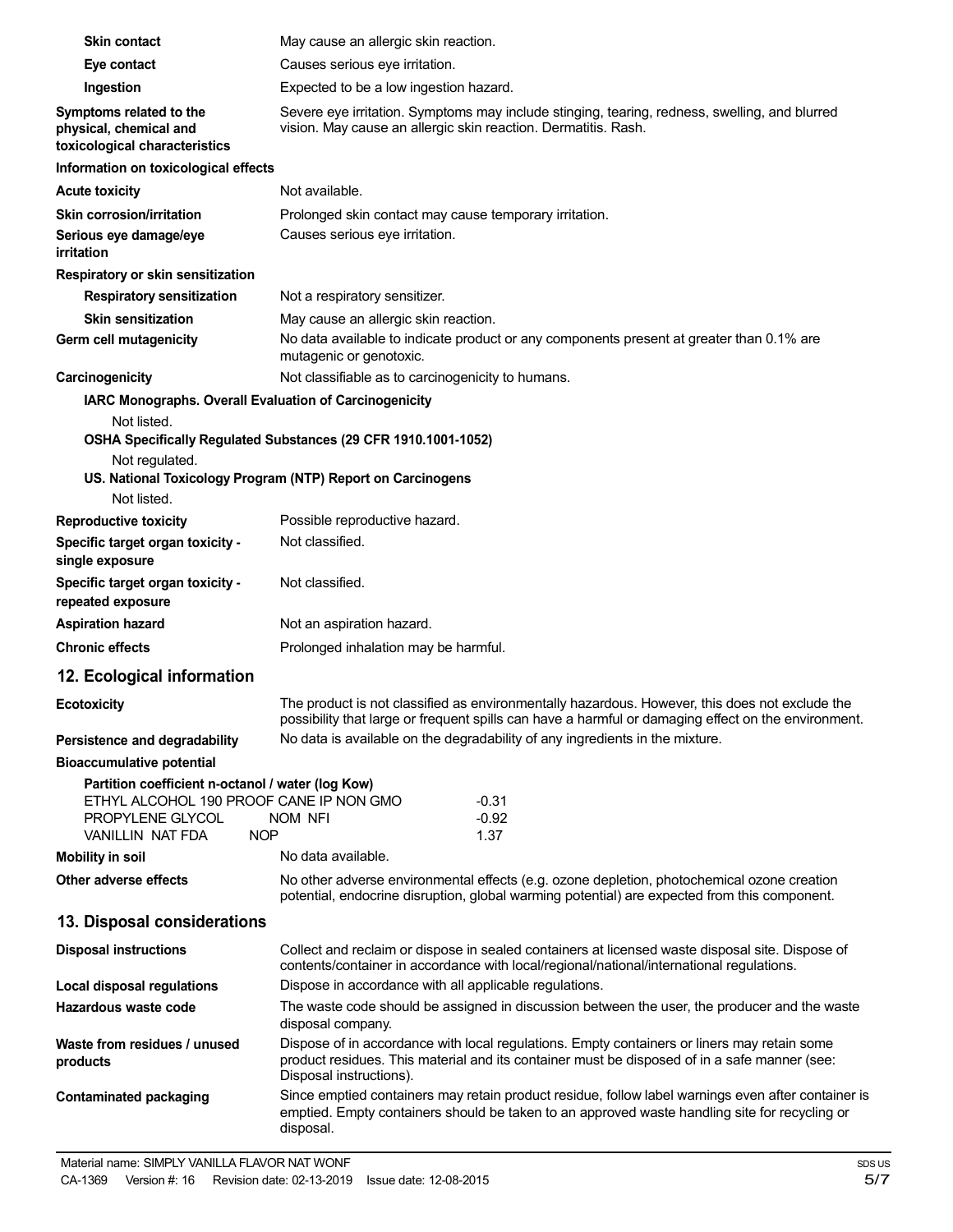| | |
|---|---|
| **Skin contact** | May cause an allergic skin reaction. |
| **Eye contact** | Causes serious eye irritation. |
| **Ingestion** | Expected to be a low ingestion hazard. |
| **Symptoms related to the physical, chemical and toxicological characteristics** | Severe eye irritation. Symptoms may include stinging, tearing, redness, swelling, and blurred vision. May cause an allergic skin reaction. Dermatitis. Rash. |

**Information on toxicological effects**

| | |
|---|---|
| **Acute toxicity** | Not available. |
| **Skin corrosion/irritation** | Prolonged skin contact may cause temporary irritation. |
| **Serious eye damage/eye irritation** | Causes serious eye irritation. |

**Respiratory or skin sensitization**

| | |
|---|---|
| **Respiratory sensitization** | Not a respiratory sensitizer. |
| **Skin sensitization** | May cause an allergic skin reaction. |
| **Germ cell mutagenicity** | No data available to indicate product or any components present at greater than 0.1% are mutagenic or genotoxic. |
| **Carcinogenicity** | Not classifiable as to carcinogenicity to humans. |

**IARC Monographs. Overall Evaluation of Carcinogenicity**

Not listed.

**OSHA Specifically Regulated Substances (29 CFR 1910.1001-1052)**

Not regulated.

**US. National Toxicology Program (NTP) Report on Carcinogens**

Not listed.

| | |
|---|---|
| **Reproductive toxicity** | Possible reproductive hazard. |
| **Specific target organ toxicity - single exposure** | Not classified. |
| **Specific target organ toxicity - repeated exposure** | Not classified. |
| **Aspiration hazard** | Not an aspiration hazard. |
| **Chronic effects** | Prolonged inhalation may be harmful. |

## 12. Ecological information

| | |
|---|---|
| **Ecotoxicity** | The product is not classified as environmentally hazardous. However, this does not exclude the possibility that large or frequent spills can have a harmful or damaging effect on the environment. |
| **Persistence and degradability** | No data is available on the degradability of any ingredients in the mixture. |

**Bioaccumulative potential**

**Partition coefficient n-octanol / water (log Kow)**

| | |
|---|---|
| ETHYL ALCOHOL 190 PROOF CANE IP NON GMO | -0.31 |
| PROPYLENE GLYCOL NOM NFI | -0.92 |
| VANILLIN NAT FDA NOP | 1.37 |

| | |
|---|---|
| **Mobility in soil** | No data available. |
| **Other adverse effects** | No other adverse environmental effects (e.g. ozone depletion, photochemical ozone creation potential, endocrine disruption, global warming potential) are expected from this component. |

## 13. Disposal considerations

| | |
|---|---|
| **Disposal instructions** | Collect and reclaim or dispose in sealed containers at licensed waste disposal site. Dispose of contents/container in accordance with local/regional/national/international regulations. |
| **Local disposal regulations** | Dispose in accordance with all applicable regulations. |
| **Hazardous waste code** | The waste code should be assigned in discussion between the user, the producer and the waste disposal company. |
| **Waste from residues / unused products** | Dispose of in accordance with local regulations. Empty containers or liners may retain some product residues. This material and its container must be disposed of in a safe manner (see: Disposal instructions). |
| **Contaminated packaging** | Since emptied containers may retain product residue, follow label warnings even after container is emptied. Empty containers should be taken to an approved waste handling site for recycling or disposal. |

Material name: SIMPLY VANILLA FLAVOR NAT WONF

CA-1369 Version #: 16 Revision date: 02-13-2019 Issue date: 12-08-2015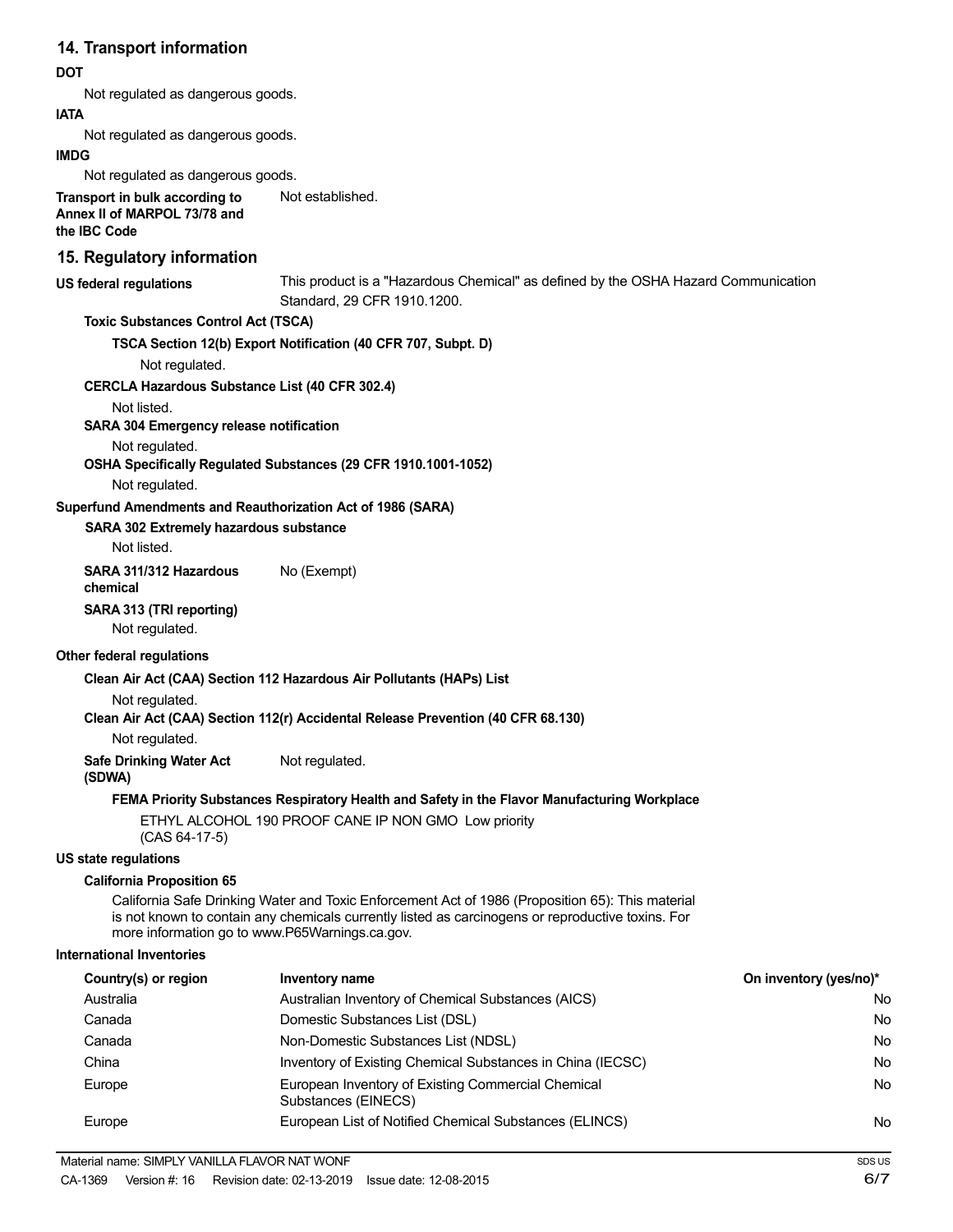## 14. Transport information

**DOT**

Not regulated as dangerous goods.

**IATA**

Not regulated as dangerous goods.

**IMDG**

Not regulated as dangerous goods.

**Transport in bulk according to Annex II of MARPOL 73/78 and the IBC Code** Not established.

## 15. Regulatory information

**US federal regulations** This product is a "Hazardous Chemical" as defined by the OSHA Hazard Communication Standard, 29 CFR 1910.1200.

**Toxic Substances Control Act (TSCA)**

**TSCA Section 12(b) Export Notification (40 CFR 707, Subpt. D)**

Not regulated.

**CERCLA Hazardous Substance List (40 CFR 302.4)**

Not listed.

**SARA 304 Emergency release notification**

Not regulated.

**OSHA Specifically Regulated Substances (29 CFR 1910.1001-1052)**

Not regulated.

**Superfund Amendments and Reauthorization Act of 1986 (SARA)**

**SARA 302 Extremely hazardous substance**

Not listed.

**SARA 311/312 Hazardous chemical** No (Exempt)

**SARA 313 (TRI reporting)**

Not regulated.

**Other federal regulations**

**Clean Air Act (CAA) Section 112 Hazardous Air Pollutants (HAPs) List**

Not regulated.

**Clean Air Act (CAA) Section 112(r) Accidental Release Prevention (40 CFR 68.130)**

Not regulated.

**Safe Drinking Water Act (SDWA)** Not regulated.

**FEMA Priority Substances Respiratory Health and Safety in the Flavor Manufacturing Workplace**

ETHYL ALCOHOL 190 PROOF CANE IP NON GMO (CAS 64-17-5) Low priority

**US state regulations**

**California Proposition 65**

California Safe Drinking Water and Toxic Enforcement Act of 1986 (Proposition 65): This material is not known to contain any chemicals currently listed as carcinogens or reproductive toxins. For more information go to www.P65Warnings.ca.gov.

**International Inventories**

| Country(s) or region | Inventory name | On inventory (yes/no)* |
|---|---|---|
| Australia | Australian Inventory of Chemical Substances (AICS) | No |
| Canada | Domestic Substances List (DSL) | No |
| Canada | Non-Domestic Substances List (NDSL) | No |
| China | Inventory of Existing Chemical Substances in China (IECSC) | No |
| Europe | European Inventory of Existing Commercial Chemical Substances (EINECS) | No |
| Europe | European List of Notified Chemical Substances (ELINCS) | No |

Material name: SIMPLY VANILLA FLAVOR NAT WONF

CA-1369 Version #: 16 Revision date: 02-13-2019 Issue date: 12-08-2015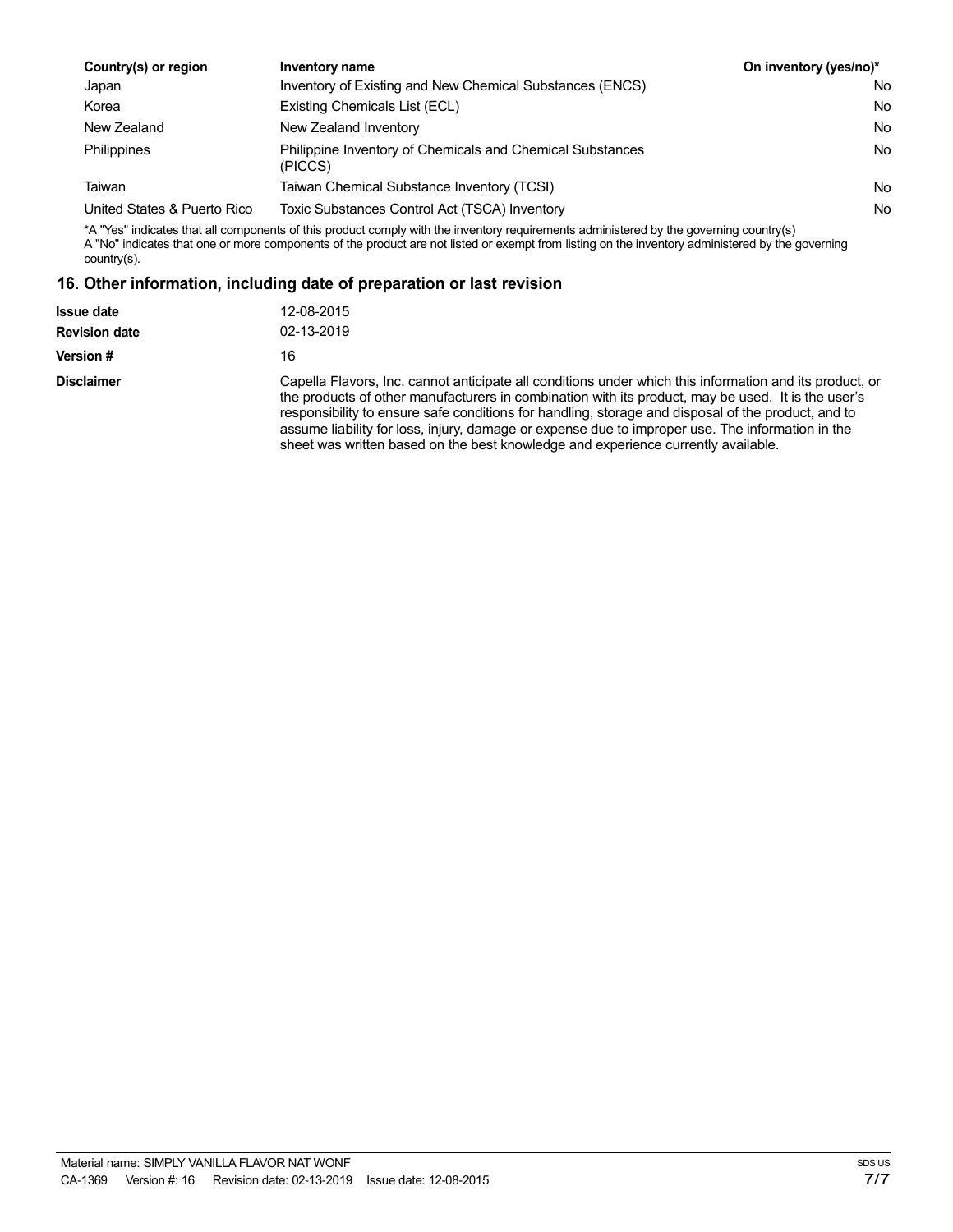| Country(s) or region | Inventory name | On inventory (yes/no)* |
|---|---|---|
| Japan | Inventory of Existing and New Chemical Substances (ENCS) | No |
| Korea | Existing Chemicals List (ECL) | No |
| New Zealand | New Zealand Inventory | No |
| Philippines | Philippine Inventory of Chemicals and Chemical Substances (PICCS) | No |
| Taiwan | Taiwan Chemical Substance Inventory (TCSI) | No |
| United States & Puerto Rico | Toxic Substances Control Act (TSCA) Inventory | No |

*A "Yes" indicates that all components of this product comply with the inventory requirements administered by the governing country(s)
A "No" indicates that one or more components of the product are not listed or exempt from listing on the inventory administered by the governing country(s).

## 16. Other information, including date of preparation or last revision

| | |
|---|---|
| **Issue date** | 12-08-2015 |
| **Revision date** | 02-13-2019 |
| **Version #** | 16 |
| **Disclaimer** | Capella Flavors, Inc. cannot anticipate all conditions under which this information and its product, or the products of other manufacturers in combination with its product, may be used. It is the user's responsibility to ensure safe conditions for handling, storage and disposal of the product, and to assume liability for loss, injury, damage or expense due to improper use. The information in the sheet was written based on the best knowledge and experience currently available. |